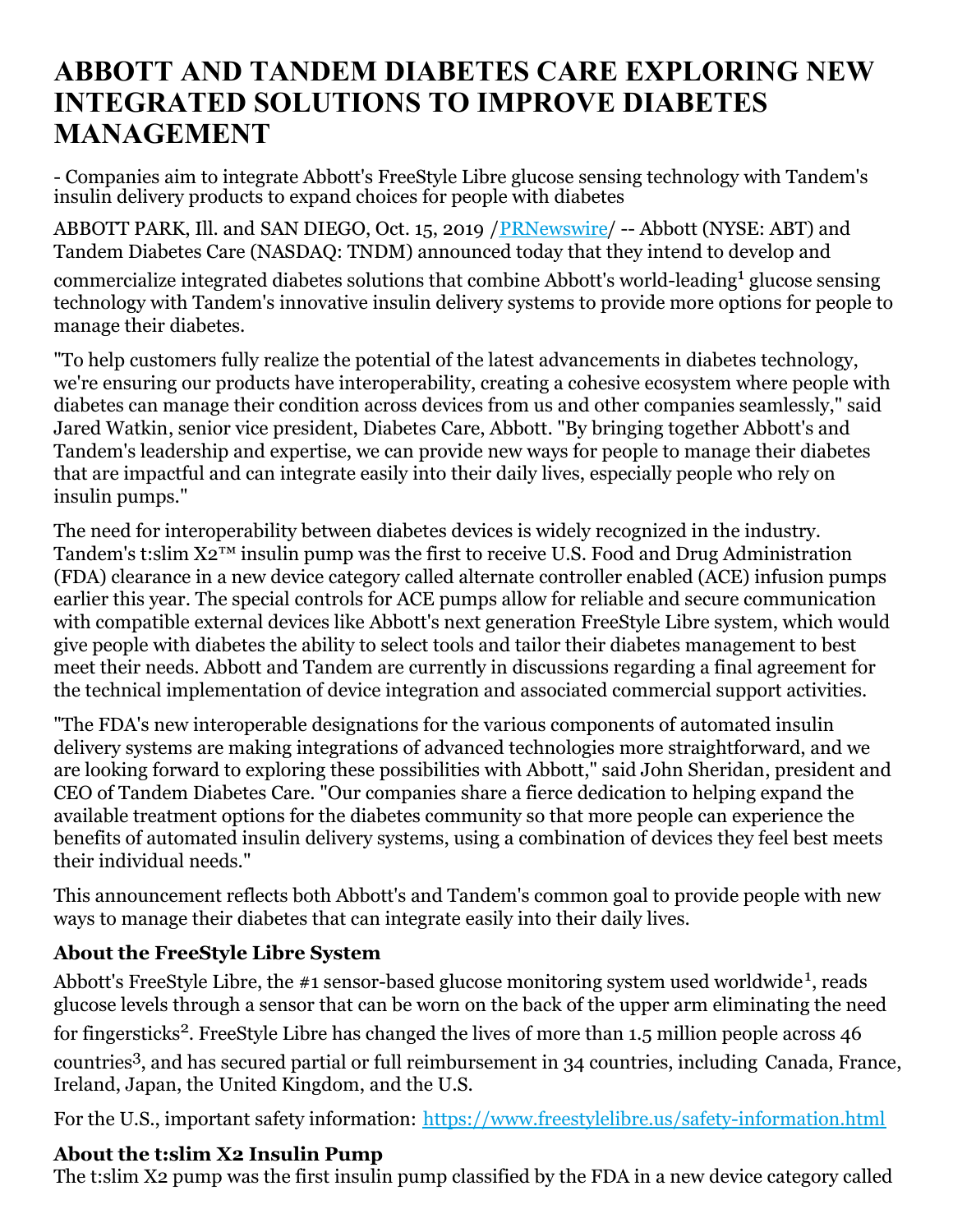# ABBOTT AND TANDEM DIABETES CARE EXPLORING NEW INTEGRATED SOLUTIONS TO IMPROVE DIABETES MANAGEMENT

- Companies aim to integrate Abbott's FreeStyle Libre glucose sensing technology with Tandem's insulin delivery products to expand choices for people with diabetes

ABBOTT PARK, Ill. and SAN DIEGO, Oct. 15, 2019 /PRNewswire/ -- Abbott (NYSE: ABT) and Tandem Diabetes Care (NASDAQ: TNDM) announced today that they intend to develop and commercialize integrated diabetes solutions that combine Abbott's world-leading[1] glucose sensing technology with Tandem's innovative insulin delivery systems to provide more options for people to manage their diabetes.

"To help customers fully realize the potential of the latest advancements in diabetes technology, we're ensuring our products have interoperability, creating a cohesive ecosystem where people with diabetes can manage their condition across devices from us and other companies seamlessly," said Jared Watkin, senior vice president, Diabetes Care, Abbott. "By bringing together Abbott's and Tandem's leadership and expertise, we can provide new ways for people to manage their diabetes that are impactful and can integrate easily into their daily lives, especially people who rely on insulin pumps."

The need for interoperability between diabetes devices is widely recognized in the industry. Tandem's t:slim X2™ insulin pump was the first to receive U.S. Food and Drug Administration (FDA) clearance in a new device category called alternate controller enabled (ACE) infusion pumps earlier this year. The special controls for ACE pumps allow for reliable and secure communication with compatible external devices like Abbott's next generation FreeStyle Libre system, which would give people with diabetes the ability to select tools and tailor their diabetes management to best meet their needs. Abbott and Tandem are currently in discussions regarding a final agreement for the technical implementation of device integration and associated commercial support activities.

"The FDA's new interoperable designations for the various components of automated insulin delivery systems are making integrations of advanced technologies more straightforward, and we are looking forward to exploring these possibilities with Abbott," said John Sheridan, president and CEO of Tandem Diabetes Care. "Our companies share a fierce dedication to helping expand the available treatment options for the diabetes community so that more people can experience the benefits of automated insulin delivery systems, using a combination of devices they feel best meets their individual needs."

This announcement reflects both Abbott's and Tandem's common goal to provide people with new ways to manage their diabetes that can integrate easily into their daily lives.

### About the FreeStyle Libre System

Abbott's FreeStyle Libre, the #1 sensor-based glucose monitoring system used worldwide[1], reads glucose levels through a sensor that can be worn on the back of the upper arm eliminating the need for fingersticks[2]. FreeStyle Libre has changed the lives of more than 1.5 million people across 46 countries[3], and has secured partial or full reimbursement in 34 countries, including Canada, France, Ireland, Japan, the United Kingdom, and the U.S.

For the U.S., important safety information: https://www.freestylelibre.us/safety-information.html

### About the t:slim X2 Insulin Pump

The t:slim X2 pump was the first insulin pump classified by the FDA in a new device category called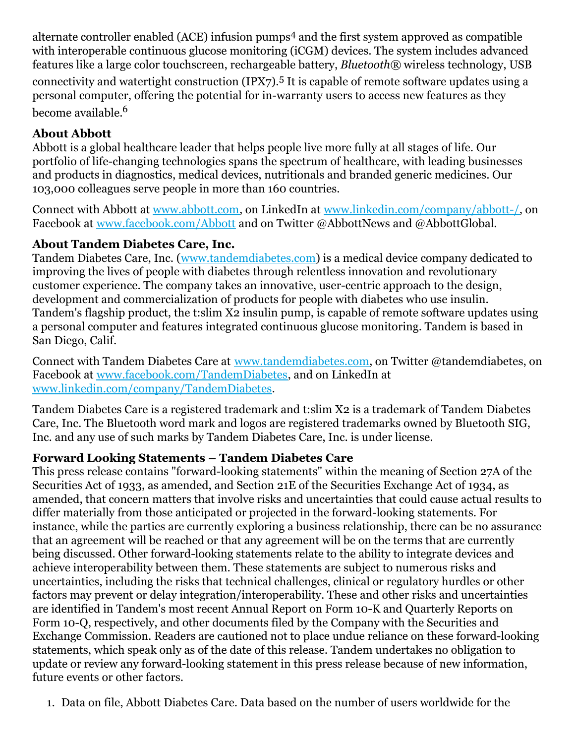alternate controller enabled (ACE) infusion pumps[4] and the first system approved as compatible with interoperable continuous glucose monitoring (iCGM) devices. The system includes advanced features like a large color touchscreen, rechargeable battery, *Bluetooth*® wireless technology, USB connectivity and watertight construction (IPX7).[5] It is capable of remote software updates using a personal computer, offering the potential for in-warranty users to access new features as they become available.[6]

**About Abbott**

Abbott is a global healthcare leader that helps people live more fully at all stages of life. Our portfolio of life-changing technologies spans the spectrum of healthcare, with leading businesses and products in diagnostics, medical devices, nutritionals and branded generic medicines. Our 103,000 colleagues serve people in more than 160 countries.

Connect with Abbott at www.abbott.com, on LinkedIn at www.linkedin.com/company/abbott-/, on Facebook at www.facebook.com/Abbott and on Twitter @AbbottNews and @AbbottGlobal.

**About Tandem Diabetes Care, Inc.**

Tandem Diabetes Care, Inc. (www.tandemdiabetes.com) is a medical device company dedicated to improving the lives of people with diabetes through relentless innovation and revolutionary customer experience. The company takes an innovative, user-centric approach to the design, development and commercialization of products for people with diabetes who use insulin. Tandem's flagship product, the t:slim X2 insulin pump, is capable of remote software updates using a personal computer and features integrated continuous glucose monitoring. Tandem is based in San Diego, Calif.

Connect with Tandem Diabetes Care at www.tandemdiabetes.com, on Twitter @tandemdiabetes, on Facebook at www.facebook.com/TandemDiabetes, and on LinkedIn at www.linkedin.com/company/TandemDiabetes.

Tandem Diabetes Care is a registered trademark and t:slim X2 is a trademark of Tandem Diabetes Care, Inc. The Bluetooth word mark and logos are registered trademarks owned by Bluetooth SIG, Inc. and any use of such marks by Tandem Diabetes Care, Inc. is under license.

**Forward Looking Statements – Tandem Diabetes Care**

This press release contains "forward-looking statements" within the meaning of Section 27A of the Securities Act of 1933, as amended, and Section 21E of the Securities Exchange Act of 1934, as amended, that concern matters that involve risks and uncertainties that could cause actual results to differ materially from those anticipated or projected in the forward-looking statements. For instance, while the parties are currently exploring a business relationship, there can be no assurance that an agreement will be reached or that any agreement will be on the terms that are currently being discussed. Other forward-looking statements relate to the ability to integrate devices and achieve interoperability between them. These statements are subject to numerous risks and uncertainties, including the risks that technical challenges, clinical or regulatory hurdles or other factors may prevent or delay integration/interoperability. These and other risks and uncertainties are identified in Tandem's most recent Annual Report on Form 10-K and Quarterly Reports on Form 10-Q, respectively, and other documents filed by the Company with the Securities and Exchange Commission. Readers are cautioned not to place undue reliance on these forward-looking statements, which speak only as of the date of this release. Tandem undertakes no obligation to update or review any forward-looking statement in this press release because of new information, future events or other factors.

1. Data on file, Abbott Diabetes Care. Data based on the number of users worldwide for the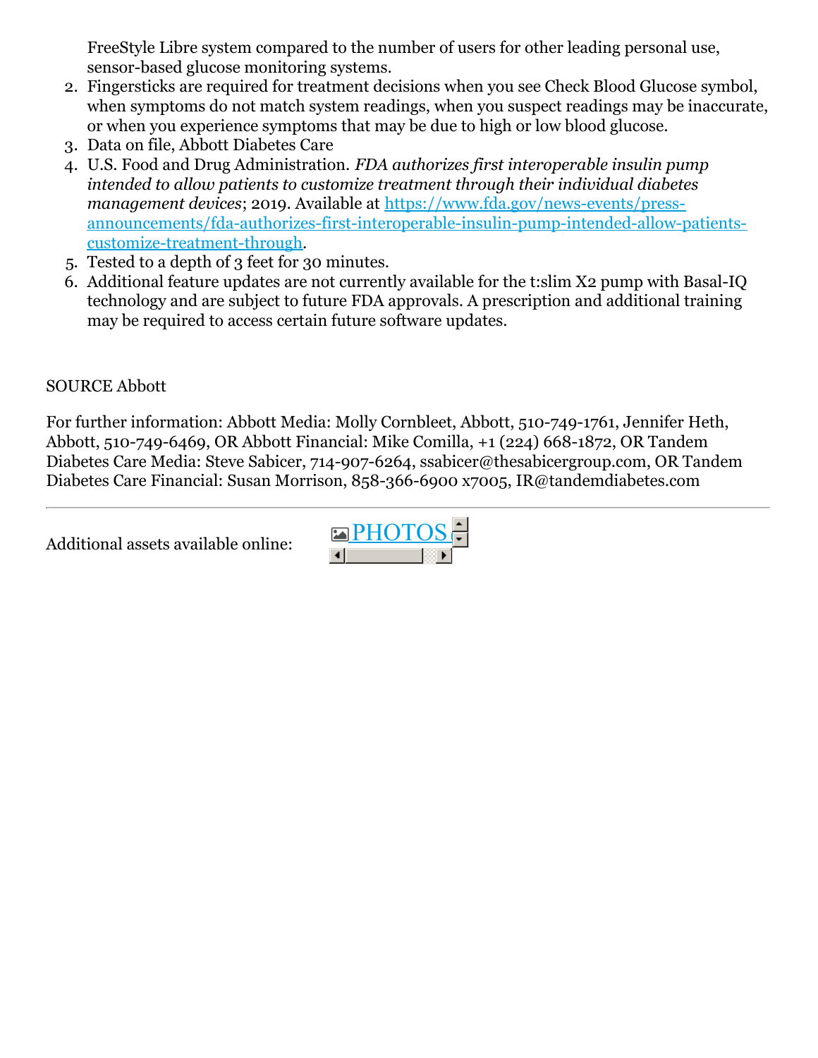FreeStyle Libre system compared to the number of users for other leading personal use, sensor-based glucose monitoring systems.
2. Fingersticks are required for treatment decisions when you see Check Blood Glucose symbol, when symptoms do not match system readings, when you suspect readings may be inaccurate, or when you experience symptoms that may be due to high or low blood glucose.
3. Data on file, Abbott Diabetes Care
4. U.S. Food and Drug Administration. *FDA authorizes first interoperable insulin pump intended to allow patients to customize treatment through their individual diabetes management devices*; 2019. Available at [https://www.fda.gov/news-events/press-announcements/fda-authorizes-first-interoperable-insulin-pump-intended-allow-patients-customize-treatment-through](https://www.fda.gov/news-events/press-announcements/fda-authorizes-first-interoperable-insulin-pump-intended-allow-patients-customize-treatment-through).
5. Tested to a depth of 3 feet for 30 minutes.
6. Additional feature updates are not currently available for the t:slim X2 pump with Basal-IQ technology and are subject to future FDA approvals. A prescription and additional training may be required to access certain future software updates.

SOURCE Abbott

For further information: Abbott Media: Molly Cornbleet, Abbott, 510-749-1761, Jennifer Heth, Abbott, 510-749-6469, OR Abbott Financial: Mike Comilla, +1 (224) 668-1872, OR Tandem Diabetes Care Media: Steve Sabicer, 714-907-6264, ssabicer@thesabicergroup.com, OR Tandem Diabetes Care Financial: Susan Morrison, 858-366-6900 x7005, IR@tandemdiabetes.com

---

Additional assets available online: PHOTOS